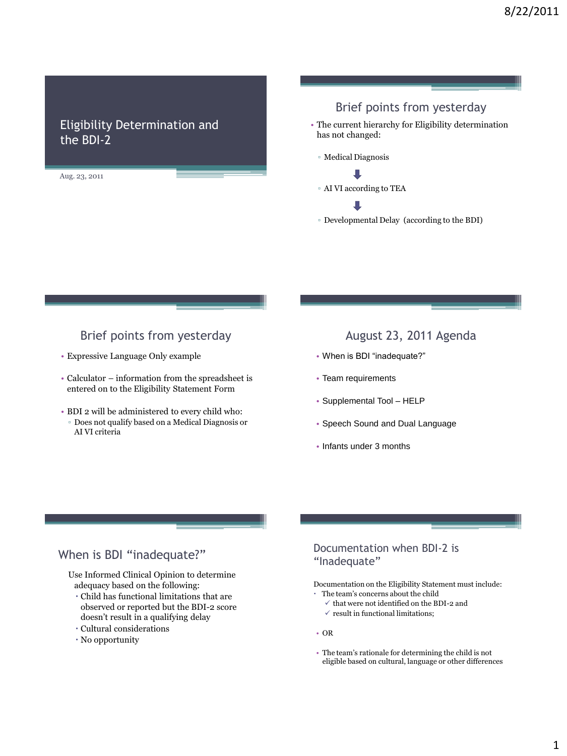# Eligibility Determination and the BDI-2

Aug. 23, 2011

## Brief points from yesterday

- The current hierarchy for Eligibility determination has not changed:
  - Medical Diagnosis
  
    ⬇
  - AI VI according to TEA
  
    ⬇
  - Developmental Delay (according to the BDI)

## Brief points from yesterday

- Expressive Language Only example
- Calculator – information from the spreadsheet is entered on to the Eligibility Statement Form
- BDI 2 will be administered to every child who:
  - Does not qualify based on a Medical Diagnosis or AI VI criteria

## August 23, 2011 Agenda

- When is BDI "inadequate?"
- Team requirements
- Supplemental Tool – HELP
- Speech Sound and Dual Language
- Infants under 3 months

## When is BDI "inadequate?"

Use Informed Clinical Opinion to determine adequacy based on the following:

- Child has functional limitations that are observed or reported but the BDI-2 score doesn't result in a qualifying delay
- Cultural considerations
- No opportunity

## Documentation when BDI-2 is "Inadequate"

Documentation on the Eligibility Statement must include:

- The team's concerns about the child
  - ✓ that were not identified on the BDI-2 and
  - ✓ result in functional limitations;
- OR
- The team's rationale for determining the child is not eligible based on cultural, language or other differences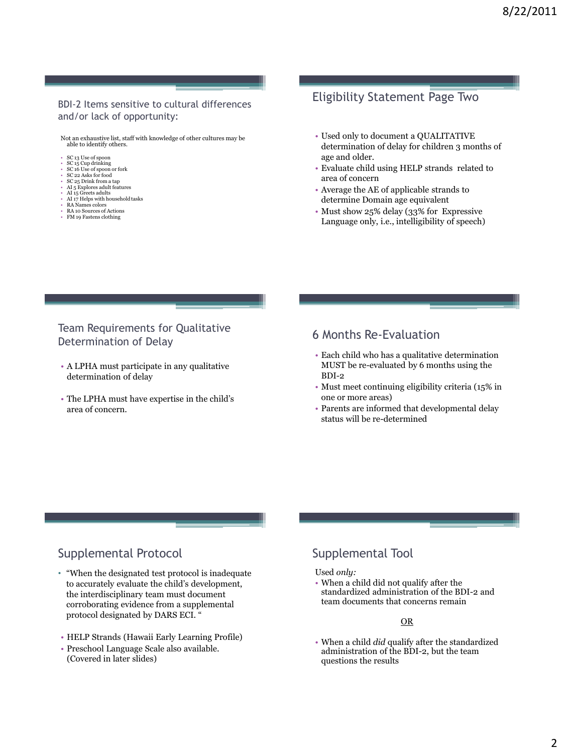## BDI-2 Items sensitive to cultural differences and/or lack of opportunity:

Not an exhaustive list, staff with knowledge of other cultures may be able to identify others.

- SC 13 Use of spoon
- SC 15 Cup drinking
- SC 16 Use of spoon or fork
- SC 22 Asks for food
- SC 25 Drink from a tap
- AI 5 Explores adult features
- AI 15 Greets adults
- AI 17 Helps with household tasks
- RA Names colors
- RA 10 Sources of Actions
- FM 19 Fastens clothing

## Eligibility Statement Page Two

- Used only to document a QUALITATIVE determination of delay for children 3 months of age and older.
- Evaluate child using HELP strands related to area of concern
- Average the AE of applicable strands to determine Domain age equivalent
- Must show 25% delay (33% for Expressive Language only, i.e., intelligibility of speech)

## Team Requirements for Qualitative Determination of Delay

- A LPHA must participate in any qualitative determination of delay
- The LPHA must have expertise in the child's area of concern.

## 6 Months Re-Evaluation

- Each child who has a qualitative determination MUST be re-evaluated by 6 months using the BDI-2
- Must meet continuing eligibility criteria (15% in one or more areas)
- Parents are informed that developmental delay status will be re-determined

## Supplemental Protocol

- "When the designated test protocol is inadequate to accurately evaluate the child's development, the interdisciplinary team must document corroborating evidence from a supplemental protocol designated by DARS ECI. "
- HELP Strands (Hawaii Early Learning Profile)
- Preschool Language Scale also available. (Covered in later slides)

## Supplemental Tool

Used *only:*

- When a child did not qualify after the standardized administration of the BDI-2 and team documents that concerns remain

OR

- When a child *did* qualify after the standardized administration of the BDI-2, but the team questions the results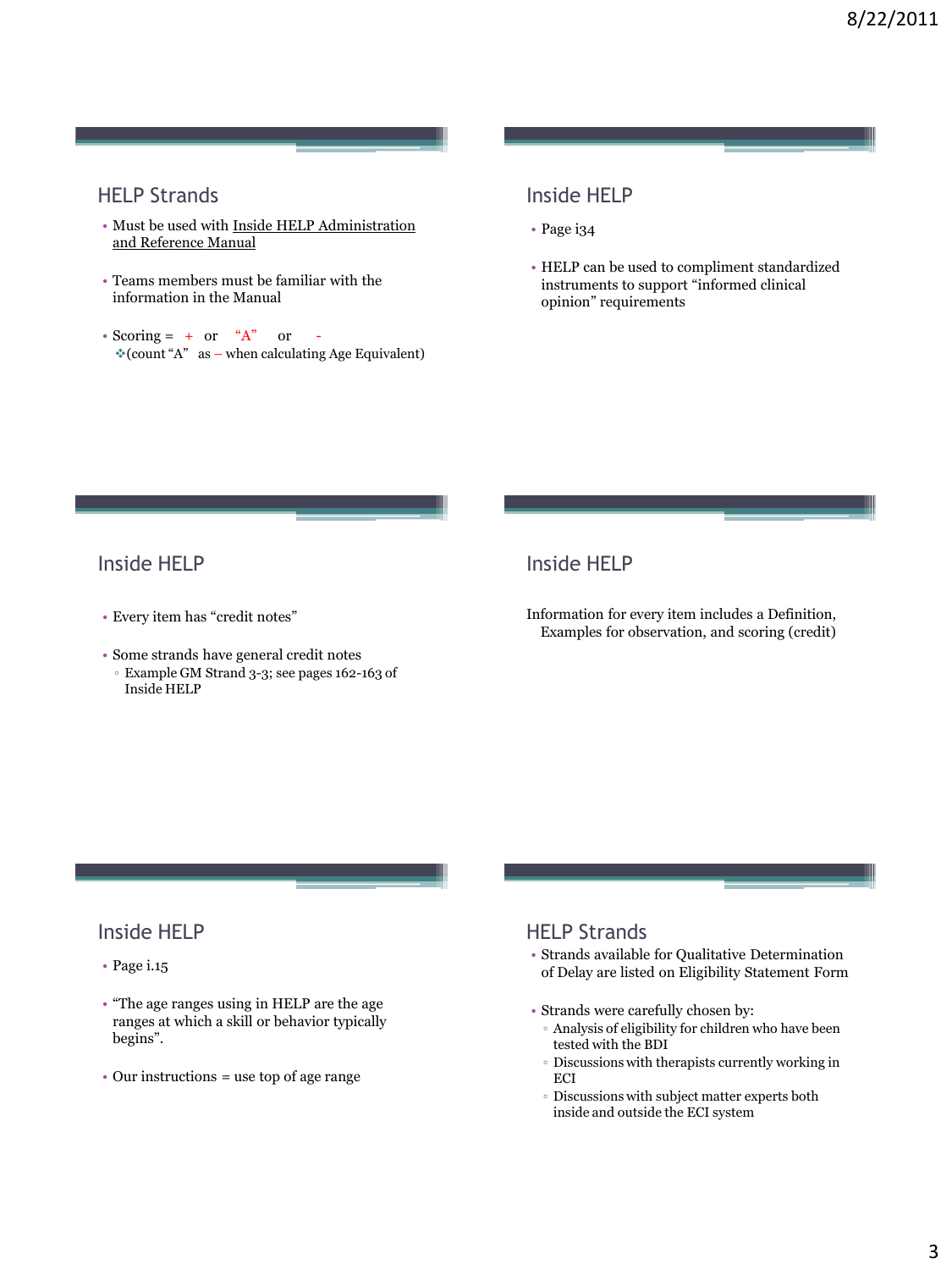## HELP Strands

- Must be used with Inside HELP Administration and Reference Manual
- Teams members must be familiar with the information in the Manual
- Scoring = + or "A" or -
  - (count "A" as – when calculating Age Equivalent)

## Inside HELP

- Page i34
- HELP can be used to compliment standardized instruments to support "informed clinical opinion" requirements

## Inside HELP

- Every item has "credit notes"
- Some strands have general credit notes
  - Example GM Strand 3-3; see pages 162-163 of Inside HELP

## Inside HELP

Information for every item includes a Definition, Examples for observation, and scoring (credit)

## Inside HELP

- Page i.15
- "The age ranges using in HELP are the age ranges at which a skill or behavior typically begins".
- Our instructions = use top of age range

## HELP Strands

- Strands available for Qualitative Determination of Delay are listed on Eligibility Statement Form
- Strands were carefully chosen by:
  - Analysis of eligibility for children who have been tested with the BDI
  - Discussions with therapists currently working in ECI
  - Discussions with subject matter experts both inside and outside the ECI system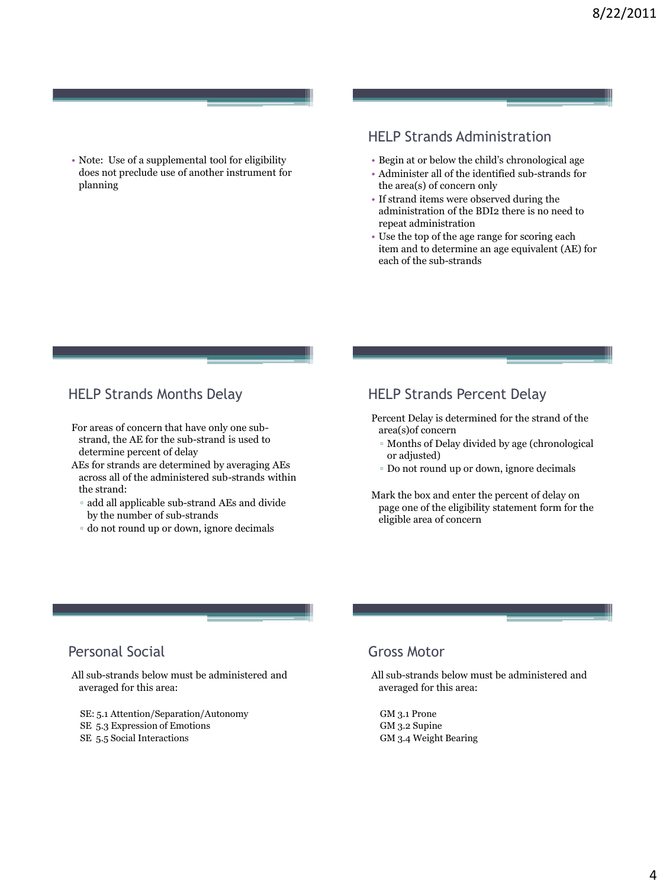- Note: Use of a supplemental tool for eligibility does not preclude use of another instrument for planning

## HELP Strands Administration

- Begin at or below the child's chronological age
- Administer all of the identified sub-strands for the area(s) of concern only
- If strand items were observed during the administration of the BDI2 there is no need to repeat administration
- Use the top of the age range for scoring each item and to determine an age equivalent (AE) for each of the sub-strands

## HELP Strands Months Delay

For areas of concern that have only one sub-strand, the AE for the sub-strand is used to determine percent of delay

AEs for strands are determined by averaging AEs across all of the administered sub-strands within the strand:

- add all applicable sub-strand AEs and divide by the number of sub-strands
- do not round up or down, ignore decimals

## HELP Strands Percent Delay

Percent Delay is determined for the strand of the area(s)of concern

- Months of Delay divided by age (chronological or adjusted)
- Do not round up or down, ignore decimals

Mark the box and enter the percent of delay on page one of the eligibility statement form for the eligible area of concern

## Personal Social

All sub-strands below must be administered and averaged for this area:

SE: 5.1 Attention/Separation/Autonomy
SE 5.3 Expression of Emotions
SE 5.5 Social Interactions

## Gross Motor

All sub-strands below must be administered and averaged for this area:

GM 3.1 Prone
GM 3.2 Supine
GM 3.4 Weight Bearing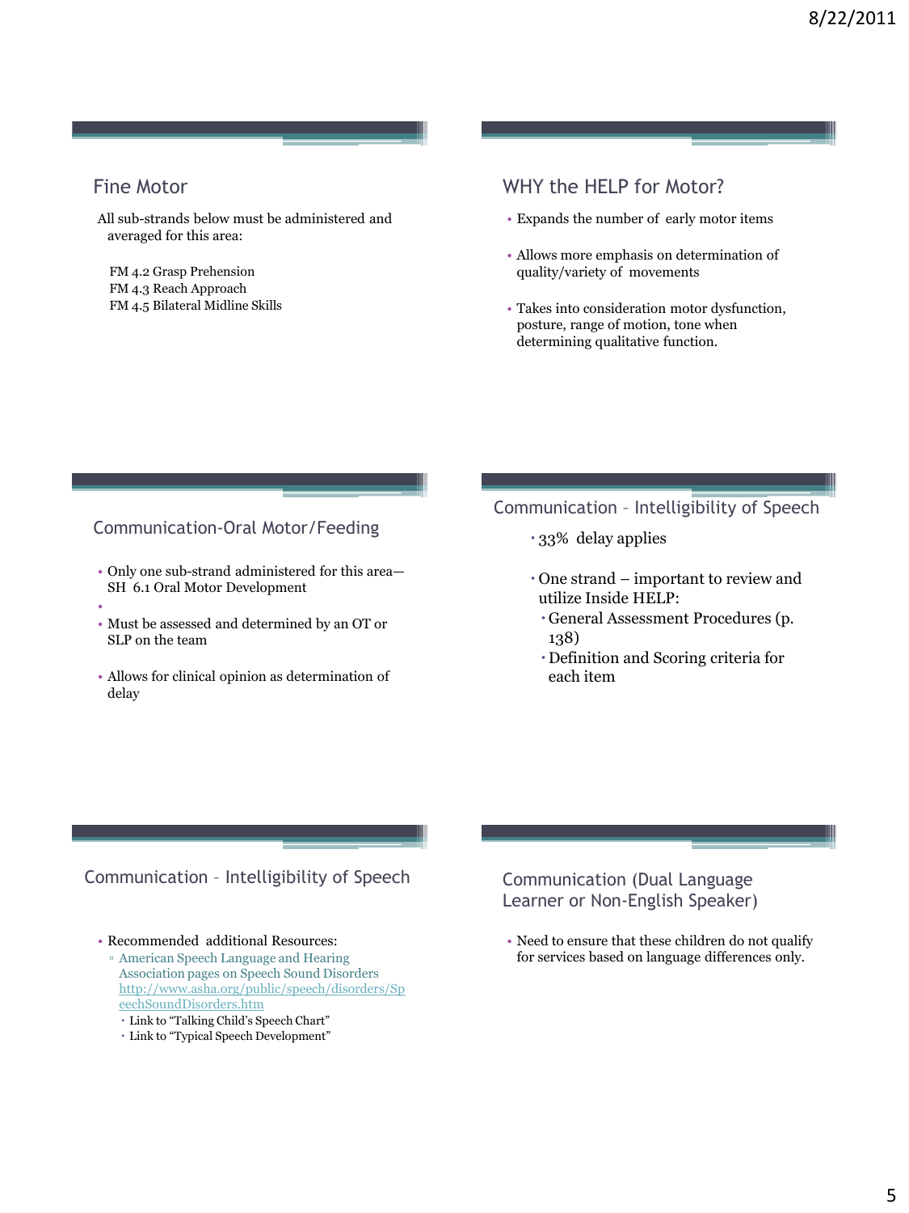## Fine Motor

All sub-strands below must be administered and averaged for this area:

FM 4.2 Grasp Prehension
FM 4.3 Reach Approach
FM 4.5 Bilateral Midline Skills

## WHY the HELP for Motor?

- Expands the number of early motor items
- Allows more emphasis on determination of quality/variety of movements
- Takes into consideration motor dysfunction, posture, range of motion, tone when determining qualitative function.

## Communication-Oral Motor/Feeding

- Only one sub-strand administered for this area—SH 6.1 Oral Motor Development
- Must be assessed and determined by an OT or SLP on the team
- Allows for clinical opinion as determination of delay

## Communication – Intelligibility of Speech

- 33% delay applies
- One strand – important to review and utilize Inside HELP:
  - General Assessment Procedures (p. 138)
  - Definition and Scoring criteria for each item

## Communication – Intelligibility of Speech

- Recommended additional Resources:
  - American Speech Language and Hearing Association pages on Speech Sound Disorders http://www.asha.org/public/speech/disorders/SpeechSoundDisorders.htm
    - Link to "Talking Child's Speech Chart"
    - Link to "Typical Speech Development"

## Communication (Dual Language Learner or Non-English Speaker)

- Need to ensure that these children do not qualify for services based on language differences only.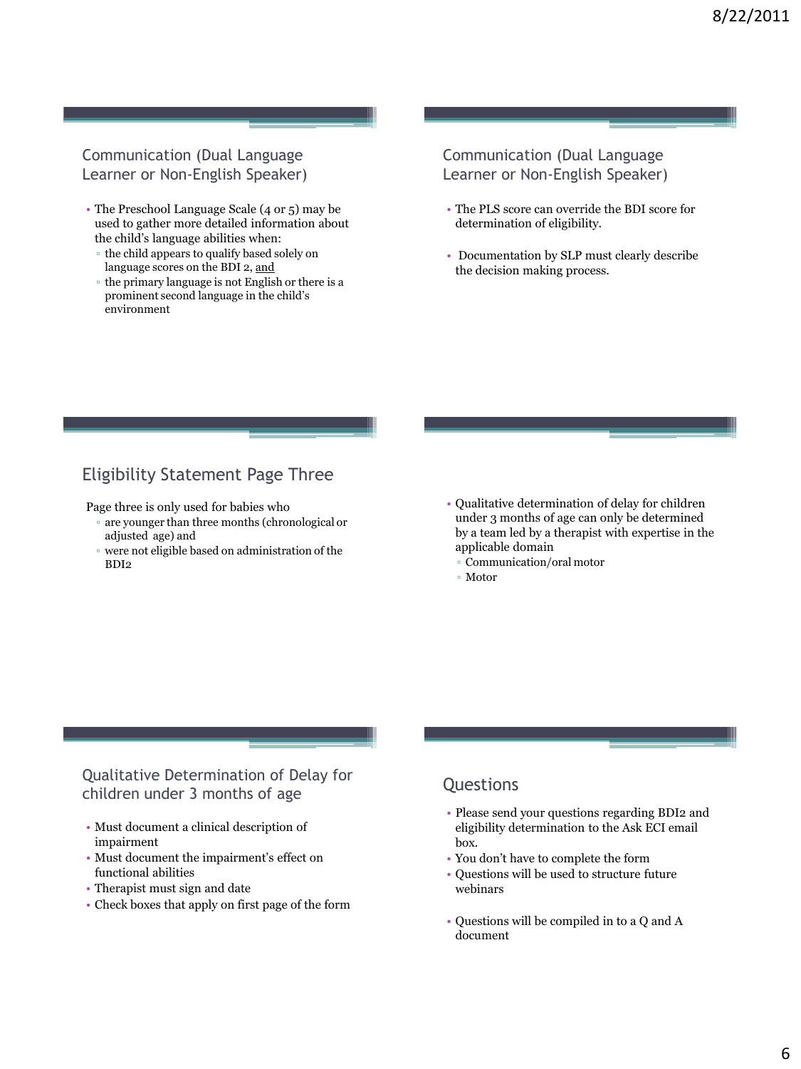## Communication (Dual Language Learner or Non-English Speaker)

- The Preschool Language Scale (4 or 5) may be used to gather more detailed information about the child's language abilities when:
  - the child appears to qualify based solely on language scores on the BDI 2, <u>and</u>
  - the primary language is not English or there is a prominent second language in the child's environment

## Communication (Dual Language Learner or Non-English Speaker)

- The PLS score can override the BDI score for determination of eligibility.
- Documentation by SLP must clearly describe the decision making process.

## Eligibility Statement Page Three

Page three is only used for babies who

- are younger than three months (chronological or adjusted age) and
- were not eligible based on administration of the BDI2

---

- Qualitative determination of delay for children under 3 months of age can only be determined by a team led by a therapist with expertise in the applicable domain
  - Communication/oral motor
  - Motor

## Qualitative Determination of Delay for children under 3 months of age

- Must document a clinical description of impairment
- Must document the impairment's effect on functional abilities
- Therapist must sign and date
- Check boxes that apply on first page of the form

## Questions

- Please send your questions regarding BDI2 and eligibility determination to the Ask ECI email box.
- You don't have to complete the form
- Questions will be used to structure future webinars
- Questions will be compiled in to a Q and A document